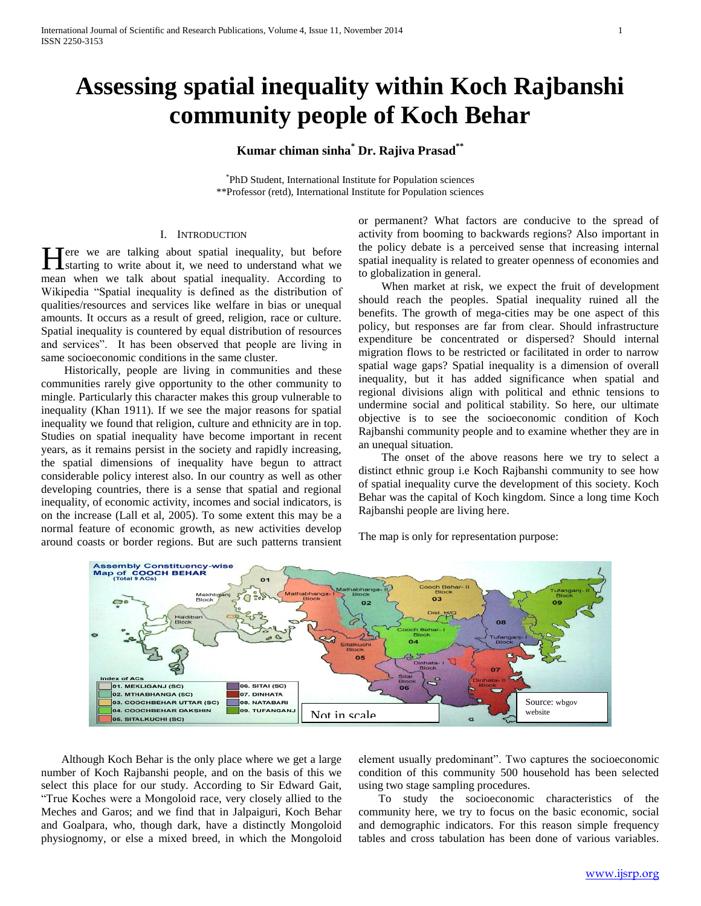# Assessing spatial inequality within Koch Rajbanshi community people of Koch Behar

**Kumar chiman sinha[*] Dr. Rajiva Prasad[**]**

[*]PhD Student, International Institute for Population sciences
**Professor (retd), International Institute for Population sciences

## I. Introduction

Here we are talking about spatial inequality, but before starting to write about it, we need to understand what we mean when we talk about spatial inequality. According to Wikipedia "Spatial inequality is defined as the distribution of qualities/resources and services like welfare in bias or unequal amounts. It occurs as a result of greed, religion, race or culture. Spatial inequality is countered by equal distribution of resources and services". It has been observed that people are living in same socioeconomic conditions in the same cluster.

Historically, people are living in communities and these communities rarely give opportunity to the other community to mingle. Particularly this character makes this group vulnerable to inequality (Khan 1911). If we see the major reasons for spatial inequality we found that religion, culture and ethnicity are in top. Studies on spatial inequality have become important in recent years, as it remains persist in the society and rapidly increasing, the spatial dimensions of inequality have begun to attract considerable policy interest also. In our country as well as other developing countries, there is a sense that spatial and regional inequality, of economic activity, incomes and social indicators, is on the increase (Lall et al, 2005). To some extent this may be a normal feature of economic growth, as new activities develop around coasts or border regions. But are such patterns transient or permanent? What factors are conducive to the spread of activity from booming to backwards regions? Also important in the policy debate is a perceived sense that increasing internal spatial inequality is related to greater openness of economies and to globalization in general.

When market at risk, we expect the fruit of development should reach the peoples. Spatial inequality ruined all the benefits. The growth of mega-cities may be one aspect of this policy, but responses are far from clear. Should infrastructure expenditure be concentrated or dispersed? Should internal migration flows to be restricted or facilitated in order to narrow spatial wage gaps? Spatial inequality is a dimension of overall inequality, but it has added significance when spatial and regional divisions align with political and ethnic tensions to undermine social and political stability. So here, our ultimate objective is to see the socioeconomic condition of Koch Rajbanshi community people and to examine whether they are in an unequal situation.

The onset of the above reasons here we try to select a distinct ethnic group i.e Koch Rajbanshi community to see how of spatial inequality curve the development of this society. Koch Behar was the capital of Koch kingdom. Since a long time Koch Rajbanshi people are living here.

The map is only for representation purpose:

Although Koch Behar is the only place where we get a large number of Koch Rajbanshi people, and on the basis of this we select this place for our study. According to Sir Edward Gait, "True Koches were a Mongoloid race, very closely allied to the Meches and Garos; and we find that in Jalpaiguri, Koch Behar and Goalpara, who, though dark, have a distinctly Mongoloid physiognomy, or else a mixed breed, in which the Mongoloid element usually predominant". Two captures the socioeconomic condition of this community 500 household has been selected using two stage sampling procedures.

To study the socioeconomic characteristics of the community here, we try to focus on the basic economic, social and demographic indicators. For this reason simple frequency tables and cross tabulation has been done of various variables.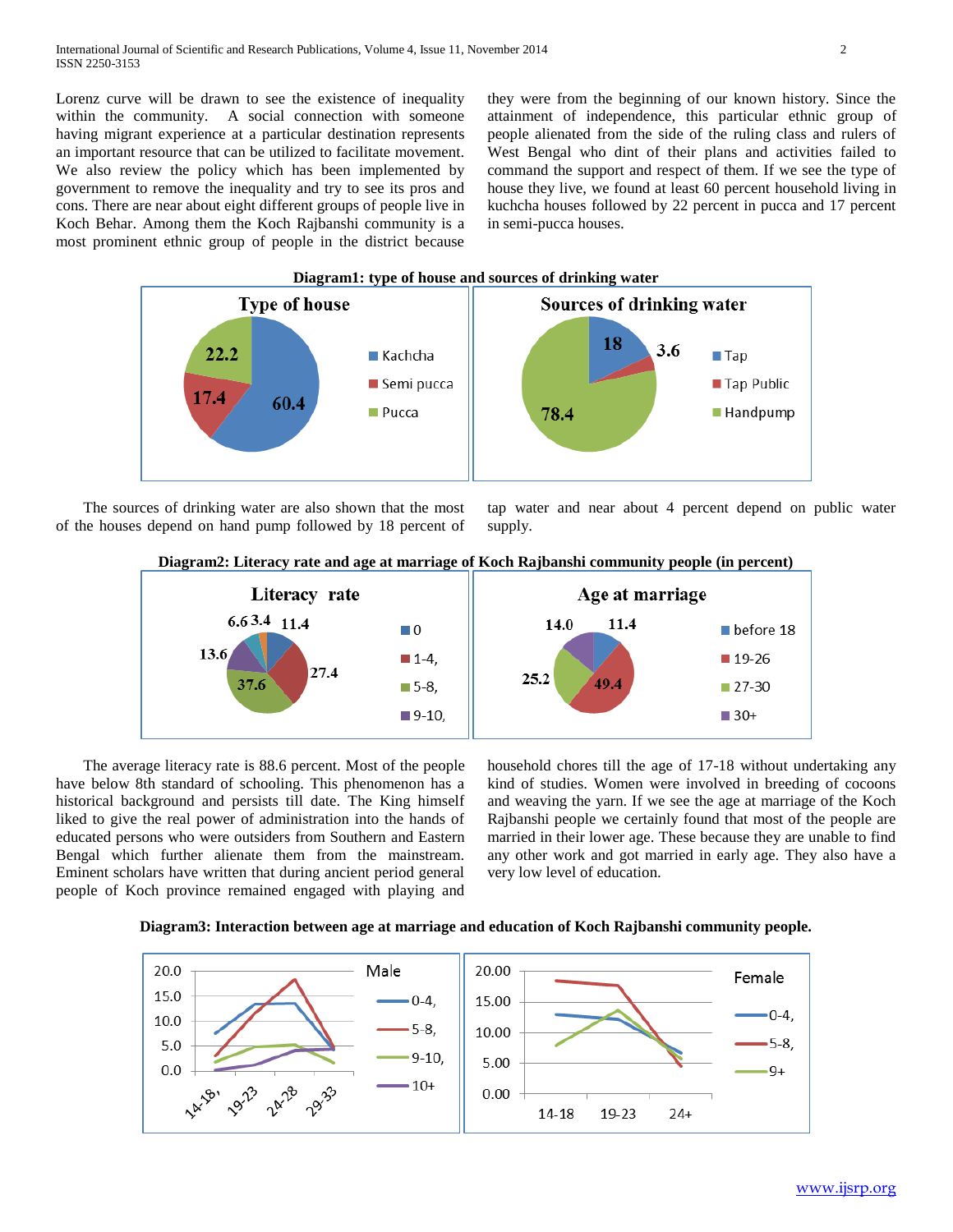Lorenz curve will be drawn to see the existence of inequality within the community. A social connection with someone having migrant experience at a particular destination represents an important resource that can be utilized to facilitate movement. We also review the policy which has been implemented by government to remove the inequality and try to see its pros and cons. There are near about eight different groups of people live in Koch Behar. Among them the Koch Rajbanshi community is a most prominent ethnic group of people in the district because they were from the beginning of our known history. Since the attainment of independence, this particular ethnic group of people alienated from the side of the ruling class and rulers of West Bengal who dint of their plans and activities failed to command the support and respect of them. If we see the type of house they live, we found at least 60 percent household living in kuchcha houses followed by 22 percent in pucca and 17 percent in semi-pucca houses.

**Diagram1: type of house and sources of drinking water**

The sources of drinking water are also shown that the most of the houses depend on hand pump followed by 18 percent of tap water and near about 4 percent depend on public water supply.

**Diagram2: Literacy rate and age at marriage of Koch Rajbanshi community people (in percent)**

The average literacy rate is 88.6 percent. Most of the people have below 8th standard of schooling. This phenomenon has a historical background and persists till date. The King himself liked to give the real power of administration into the hands of educated persons who were outsiders from Southern and Eastern Bengal which further alienate them from the mainstream. Eminent scholars have written that during ancient period general people of Koch province remained engaged with playing and household chores till the age of 17-18 without undertaking any kind of studies. Women were involved in breeding of cocoons and weaving the yarn. If we see the age at marriage of the Koch Rajbanshi people we certainly found that most of the people are married in their lower age. These because they are unable to find any other work and got married in early age. They also have a very low level of education.

**Diagram3: Interaction between age at marriage and education of Koch Rajbanshi community people.**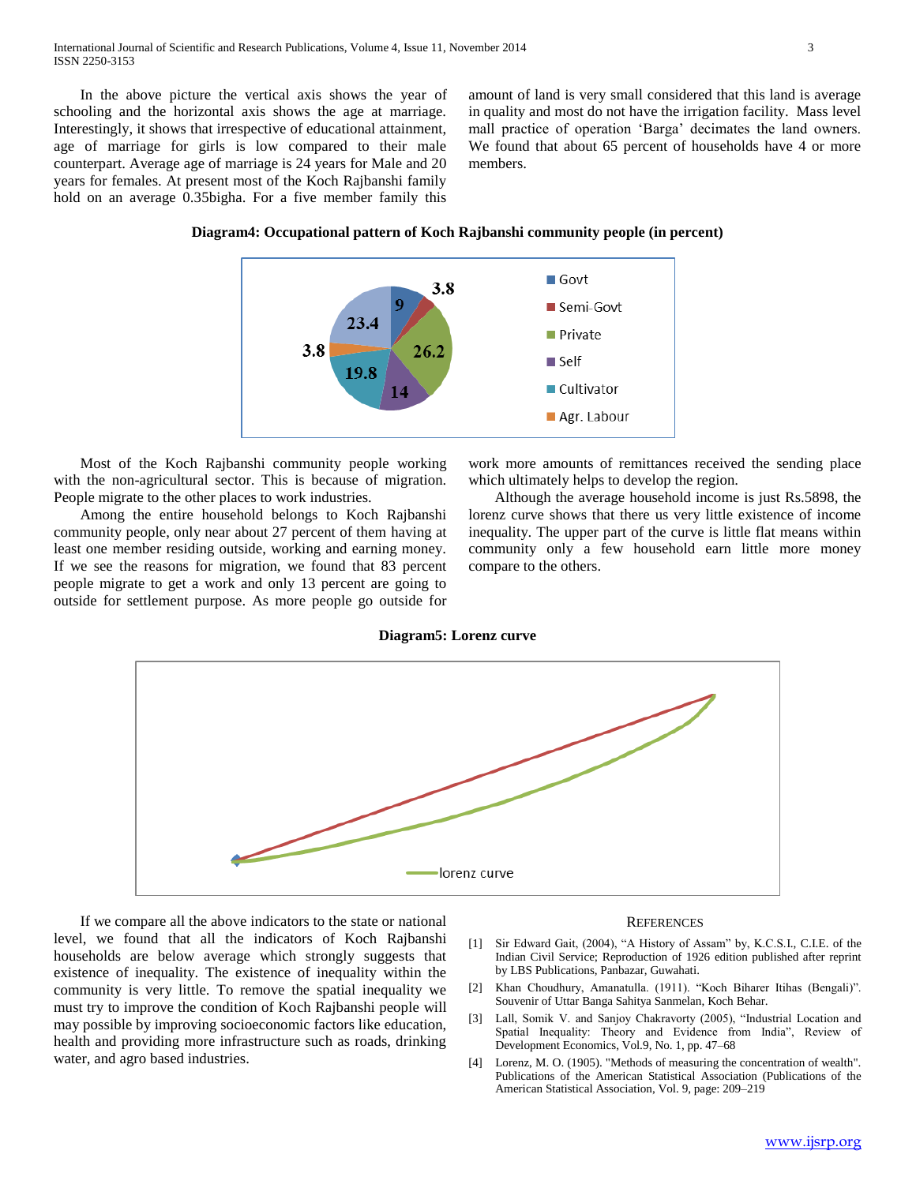In the above picture the vertical axis shows the year of schooling and the horizontal axis shows the age at marriage. Interestingly, it shows that irrespective of educational attainment, age of marriage for girls is low compared to their male counterpart. Average age of marriage is 24 years for Male and 20 years for females. At present most of the Koch Rajbanshi family hold on an average 0.35bigha. For a five member family this amount of land is very small considered that this land is average in quality and most do not have the irrigation facility. Mass level mall practice of operation 'Barga' decimates the land owners. We found that about 65 percent of households have 4 or more members.

**Diagram4: Occupational pattern of Koch Rajbanshi community people (in percent)**

Most of the Koch Rajbanshi community people working with the non-agricultural sector. This is because of migration. People migrate to the other places to work industries.

Among the entire household belongs to Koch Rajbanshi community people, only near about 27 percent of them having at least one member residing outside, working and earning money. If we see the reasons for migration, we found that 83 percent people migrate to get a work and only 13 percent are going to outside for settlement purpose. As more people go outside for work more amounts of remittances received the sending place which ultimately helps to develop the region.

Although the average household income is just Rs.5898, the lorenz curve shows that there us very little existence of income inequality. The upper part of the curve is little flat means within community only a few household earn little more money compare to the others.

**Diagram5: Lorenz curve**

If we compare all the above indicators to the state or national level, we found that all the indicators of Koch Rajbanshi households are below average which strongly suggests that existence of inequality. The existence of inequality within the community is very little. To remove the spatial inequality we must try to improve the condition of Koch Rajbanshi people will may possible by improving socioeconomic factors like education, health and providing more infrastructure such as roads, drinking water, and agro based industries.

## References

[1] Sir Edward Gait, (2004), "A History of Assam" by, K.C.S.I., C.I.E. of the Indian Civil Service; Reproduction of 1926 edition published after reprint by LBS Publications, Panbazar, Guwahati.

[2] Khan Choudhury, Amanatulla. (1911). "Koch Biharer Itihas (Bengali)". Souvenir of Uttar Banga Sahitya Sanmelan, Koch Behar.

[3] Lall, Somik V. and Sanjoy Chakravorty (2005), "Industrial Location and Spatial Inequality: Theory and Evidence from India", Review of Development Economics, Vol.9, No. 1, pp. 47–68

[4] Lorenz, M. O. (1905). "Methods of measuring the concentration of wealth". Publications of the American Statistical Association (Publications of the American Statistical Association, Vol. 9, page: 209–219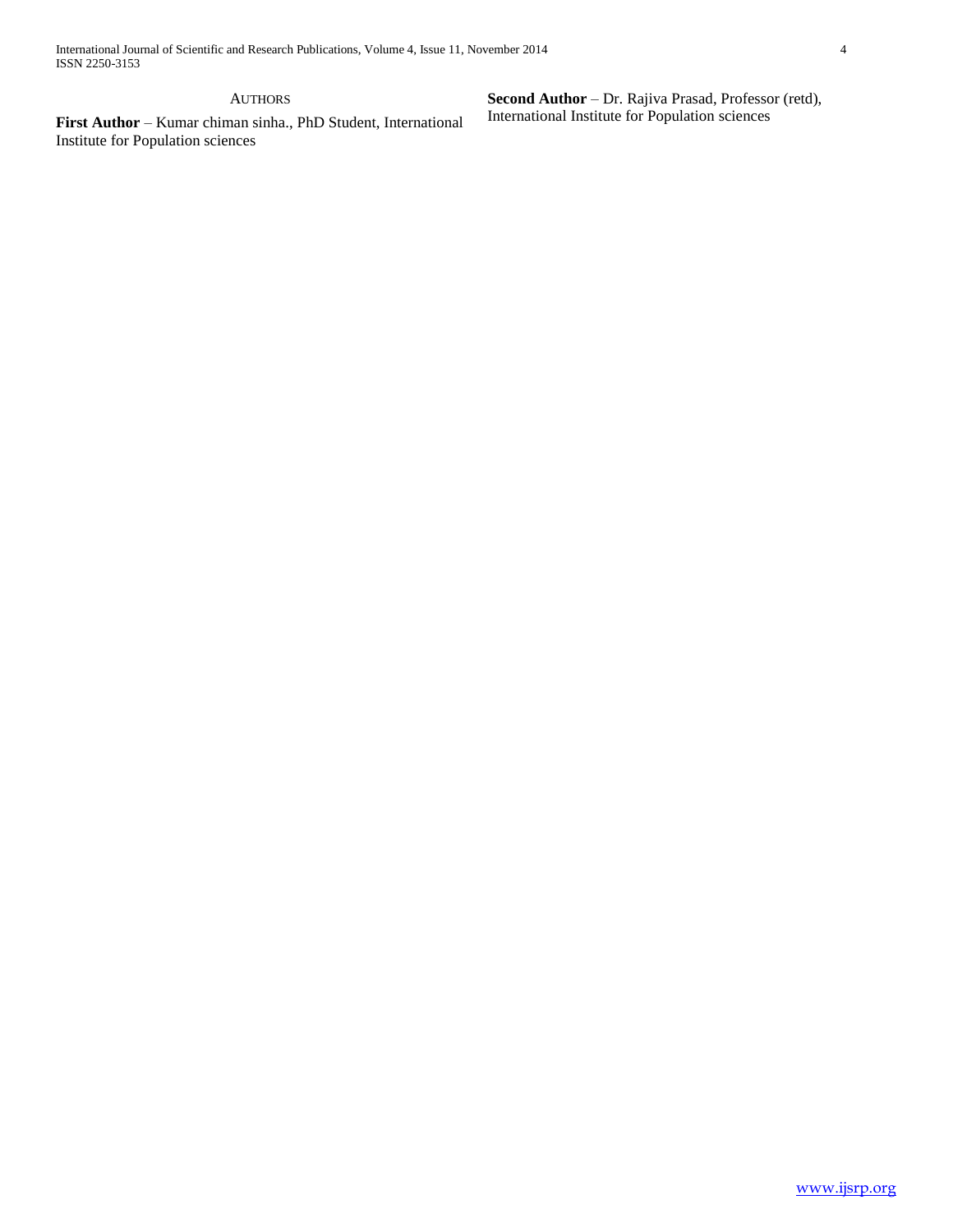## AUTHORS

**First Author** – Kumar chiman sinha., PhD Student, International Institute for Population sciences

**Second Author** – Dr. Rajiva Prasad, Professor (retd), International Institute for Population sciences